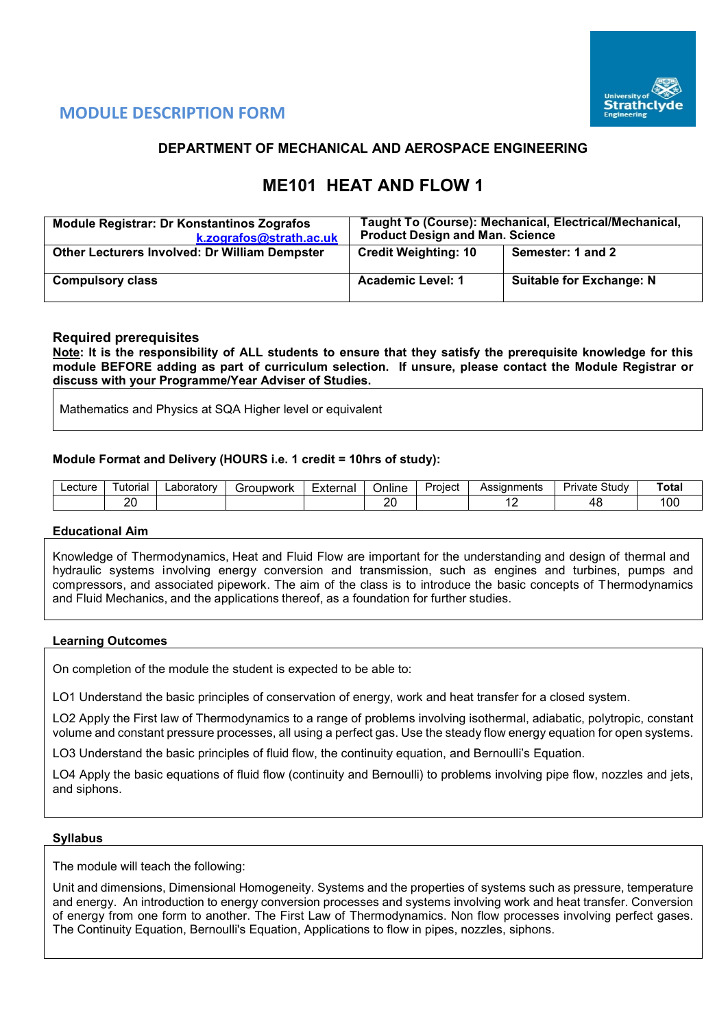## MODULE DESCRIPTION FORM

### DEPARTMENT OF MECHANICAL AND AEROSPACE ENGINEERING

# ME101 HEAT AND FLOW 1

| **Module Registrar: Dr Konstantinos Zografos** [k.zografos@strath.ac.uk](mailto:k.zografos@strath.ac.uk) | **Taught To (Course): Mechanical, Electrical/Mechanical, Product Design and Man. Science** | |
|---|---|---|
| **Other Lecturers Involved: Dr William Dempster** | **Credit Weighting: 10** | **Semester: 1 and 2** |
| **Compulsory class** | **Academic Level: 1** | **Suitable for Exchange: N** |

### Required prerequisites

**Note: It is the responsibility of ALL students to ensure that they satisfy the prerequisite knowledge for this module BEFORE adding as part of curriculum selection. If unsure, please contact the Module Registrar or discuss with your Programme/Year Adviser of Studies.**

Mathematics and Physics at SQA Higher level or equivalent

### Module Format and Delivery (HOURS i.e. 1 credit = 10hrs of study):

| Lecture | Tutorial | Laboratory | Groupwork | External | Online | Project | Assignments | Private Study | **Total** |
|---|---|---|---|---|---|---|---|---|---|
| | 20 | | | | 20 | | 12 | 48 | 100 |

### Educational Aim

Knowledge of Thermodynamics, Heat and Fluid Flow are important for the understanding and design of thermal and hydraulic systems involving energy conversion and transmission, such as engines and turbines, pumps and compressors, and associated pipework. The aim of the class is to introduce the basic concepts of Thermodynamics and Fluid Mechanics, and the applications thereof, as a foundation for further studies.

### Learning Outcomes

On completion of the module the student is expected to be able to:

LO1 Understand the basic principles of conservation of energy, work and heat transfer for a closed system.

LO2 Apply the First law of Thermodynamics to a range of problems involving isothermal, adiabatic, polytropic, constant volume and constant pressure processes, all using a perfect gas. Use the steady flow energy equation for open systems.

LO3 Understand the basic principles of fluid flow, the continuity equation, and Bernoulli's Equation.

LO4 Apply the basic equations of fluid flow (continuity and Bernoulli) to problems involving pipe flow, nozzles and jets, and siphons.

### Syllabus

The module will teach the following:

Unit and dimensions, Dimensional Homogeneity. Systems and the properties of systems such as pressure, temperature and energy. An introduction to energy conversion processes and systems involving work and heat transfer. Conversion of energy from one form to another. The First Law of Thermodynamics. Non flow processes involving perfect gases. The Continuity Equation, Bernoulli's Equation, Applications to flow in pipes, nozzles, siphons.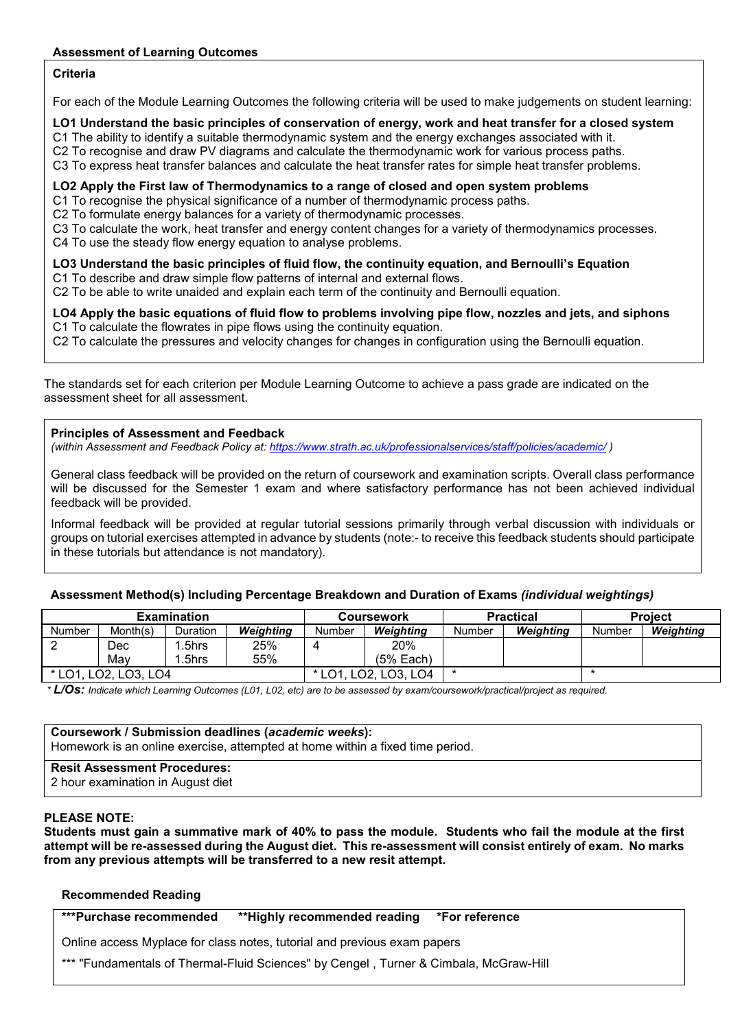**Assessment of Learning Outcomes**

**Criteria**

For each of the Module Learning Outcomes the following criteria will be used to make judgements on student learning:

**LO1 Understand the basic principles of conservation of energy, work and heat transfer for a closed system**
C1 The ability to identify a suitable thermodynamic system and the energy exchanges associated with it.
C2 To recognise and draw PV diagrams and calculate the thermodynamic work for various process paths.
C3 To express heat transfer balances and calculate the heat transfer rates for simple heat transfer problems.

**LO2 Apply the First law of Thermodynamics to a range of closed and open system problems**
C1 To recognise the physical significance of a number of thermodynamic process paths.
C2 To formulate energy balances for a variety of thermodynamic processes.
C3 To calculate the work, heat transfer and energy content changes for a variety of thermodynamics processes.
C4 To use the steady flow energy equation to analyse problems.

**LO3 Understand the basic principles of fluid flow, the continuity equation, and Bernoulli's Equation**
C1 To describe and draw simple flow patterns of internal and external flows.
C2 To be able to write unaided and explain each term of the continuity and Bernoulli equation.

**LO4 Apply the basic equations of fluid flow to problems involving pipe flow, nozzles and jets, and siphons**
C1 To calculate the flowrates in pipe flows using the continuity equation.
C2 To calculate the pressures and velocity changes for changes in configuration using the Bernoulli equation.

The standards set for each criterion per Module Learning Outcome to achieve a pass grade are indicated on the assessment sheet for all assessment.

**Principles of Assessment and Feedback**
*(within Assessment and Feedback Policy at: https://www.strath.ac.uk/professionalservices/staff/policies/academic/ )*

General class feedback will be provided on the return of coursework and examination scripts. Overall class performance will be discussed for the Semester 1 exam and where satisfactory performance has not been achieved individual feedback will be provided.

Informal feedback will be provided at regular tutorial sessions primarily through verbal discussion with individuals or groups on tutorial exercises attempted in advance by students (note:- to receive this feedback students should participate in these tutorials but attendance is not mandatory).

**Assessment Method(s) Including Percentage Breakdown and Duration of Exams** ***(individual weightings)***

| Examination | | | | Coursework | | Practical | | Project | |
|---|---|---|---|---|---|---|---|---|---|
| Number | Month(s) | Duration | ***Weighting*** | Number | ***Weighting*** | Number | ***Weighting*** | Number | ***Weighting*** |
| 2 | Dec<br>May | 1.5hrs<br>1.5hrs | 25%<br>55% | 4 | 20%<br>(5% Each) | | | | |
| * LO1, LO2, LO3, LO4 | | | | * LO1, LO2, LO3, LO4 | | * | | * | |

\* ***L/Os:*** *Indicate which Learning Outcomes (L01, L02, etc) are to be assessed by exam/coursework/practical/project as required.*

**Coursework / Submission deadlines (*academic weeks*):**
Homework is an online exercise, attempted at home within a fixed time period.

**Resit Assessment Procedures:**
2 hour examination in August diet

**PLEASE NOTE:**
**Students must gain a summative mark of 40% to pass the module. Students who fail the module at the first attempt will be re-assessed during the August diet. This re-assessment will consist entirely of exam. No marks from any previous attempts will be transferred to a new resit attempt.**

**Recommended Reading**

**\*\*\*Purchase recommended** **\*\*Highly recommended reading** **\*For reference**

Online access Myplace for class notes, tutorial and previous exam papers

*** "Fundamentals of Thermal-Fluid Sciences" by Cengel , Turner & Cimbala, McGraw-Hill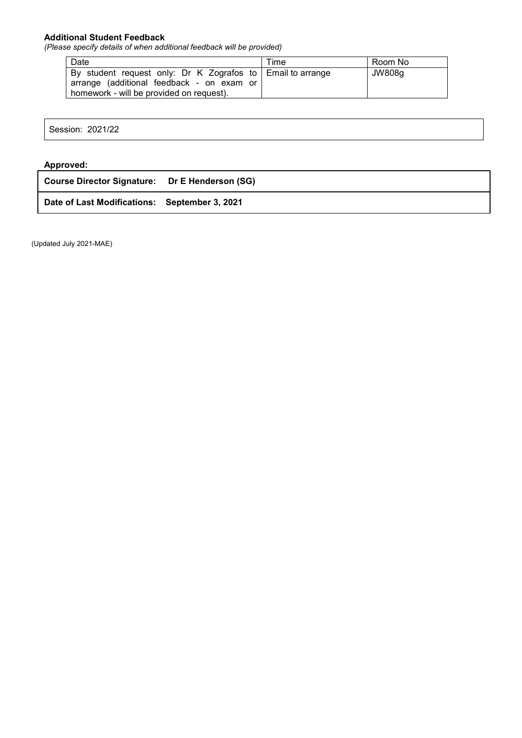**Additional Student Feedback**

*(Please specify details of when additional feedback will be provided)*

| Date | Time | Room No |
|---|---|---|
| By student request only: Dr K Zografos to arrange (additional feedback - on exam or homework - will be provided on request). | Email to arrange | JW808g |

Session: 2021/22

**Approved:**

| **Course Director Signature:** | **Dr E Henderson (SG)** |
|---|---|
| **Date of Last Modifications:** | **September 3, 2021** |

(Updated July 2021-MAE)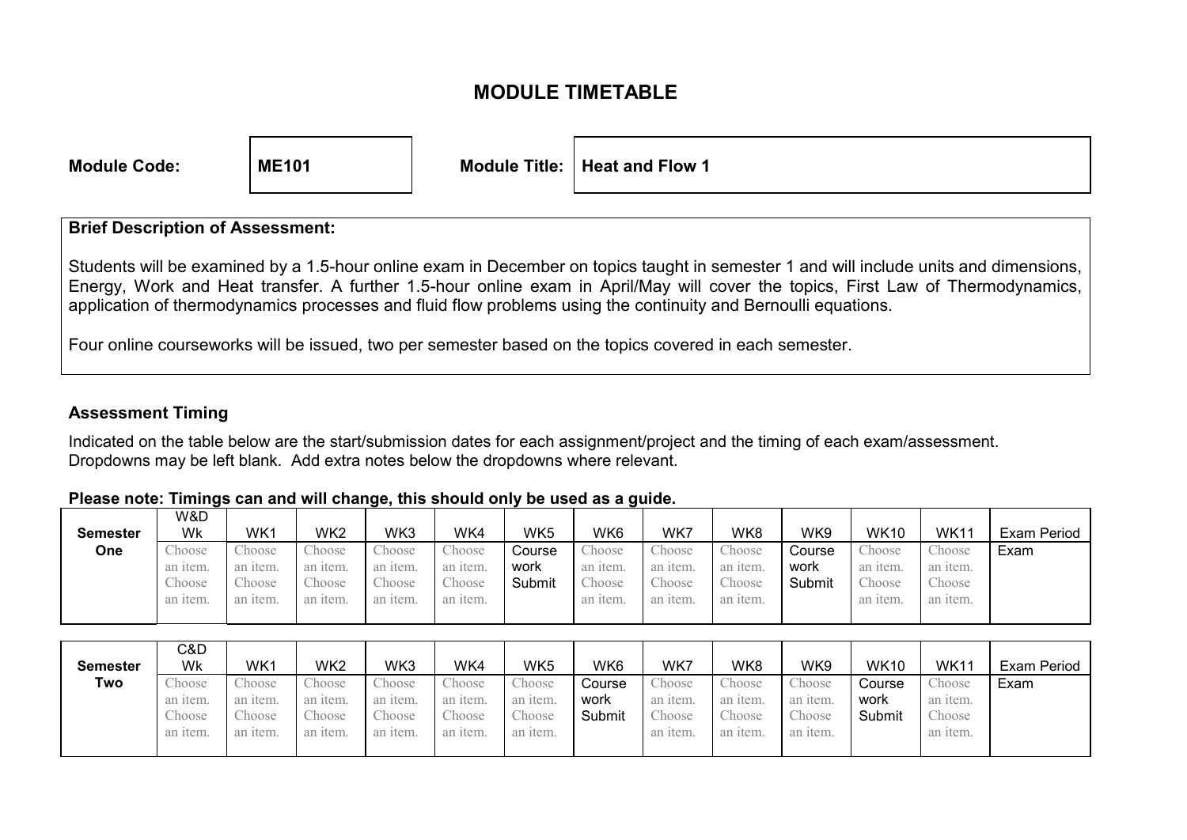# MODULE TIMETABLE

| Module Code: | ME101 | Module Title: | Heat and Flow 1 |
|---|---|---|---|

**Brief Description of Assessment:**

Students will be examined by a 1.5-hour online exam in December on topics taught in semester 1 and will include units and dimensions, Energy, Work and Heat transfer. A further 1.5-hour online exam in April/May will cover the topics, First Law of Thermodynamics, application of thermodynamics processes and fluid flow problems using the continuity and Bernoulli equations.

Four online courseworks will be issued, two per semester based on the topics covered in each semester.

## Assessment Timing

Indicated on the table below are the start/submission dates for each assignment/project and the timing of each exam/assessment.
Dropdowns may be left blank. Add extra notes below the dropdowns where relevant.

**Please note: Timings can and will change, this should only be used as a guide.**

| Semester | W&D Wk | WK1 | WK2 | WK3 | WK4 | WK5 | WK6 | WK7 | WK8 | WK9 | WK10 | WK11 | Exam Period |
|---|---|---|---|---|---|---|---|---|---|---|---|---|---|
| **One** | Choose an item. Choose an item. | Choose an item. Choose an item. | Choose an item. Choose an item. | Choose an item. Choose an item. | Choose an item. Choose an item. | Course work Submit | Choose an item. Choose an item. | Choose an item. Choose an item. | Choose an item. Choose an item. | Course work Submit | Choose an item. Choose an item. | Choose an item. Choose an item. | Exam |

| Semester | C&D Wk | WK1 | WK2 | WK3 | WK4 | WK5 | WK6 | WK7 | WK8 | WK9 | WK10 | WK11 | Exam Period |
|---|---|---|---|---|---|---|---|---|---|---|---|---|---|
| **Two** | Choose an item. Choose an item. | Choose an item. Choose an item. | Choose an item. Choose an item. | Choose an item. Choose an item. | Choose an item. Choose an item. | Choose an item. Choose an item. | Course work Submit | Choose an item. Choose an item. | Choose an item. Choose an item. | Choose an item. Choose an item. | Course work Submit | Choose an item. Choose an item. | Exam |